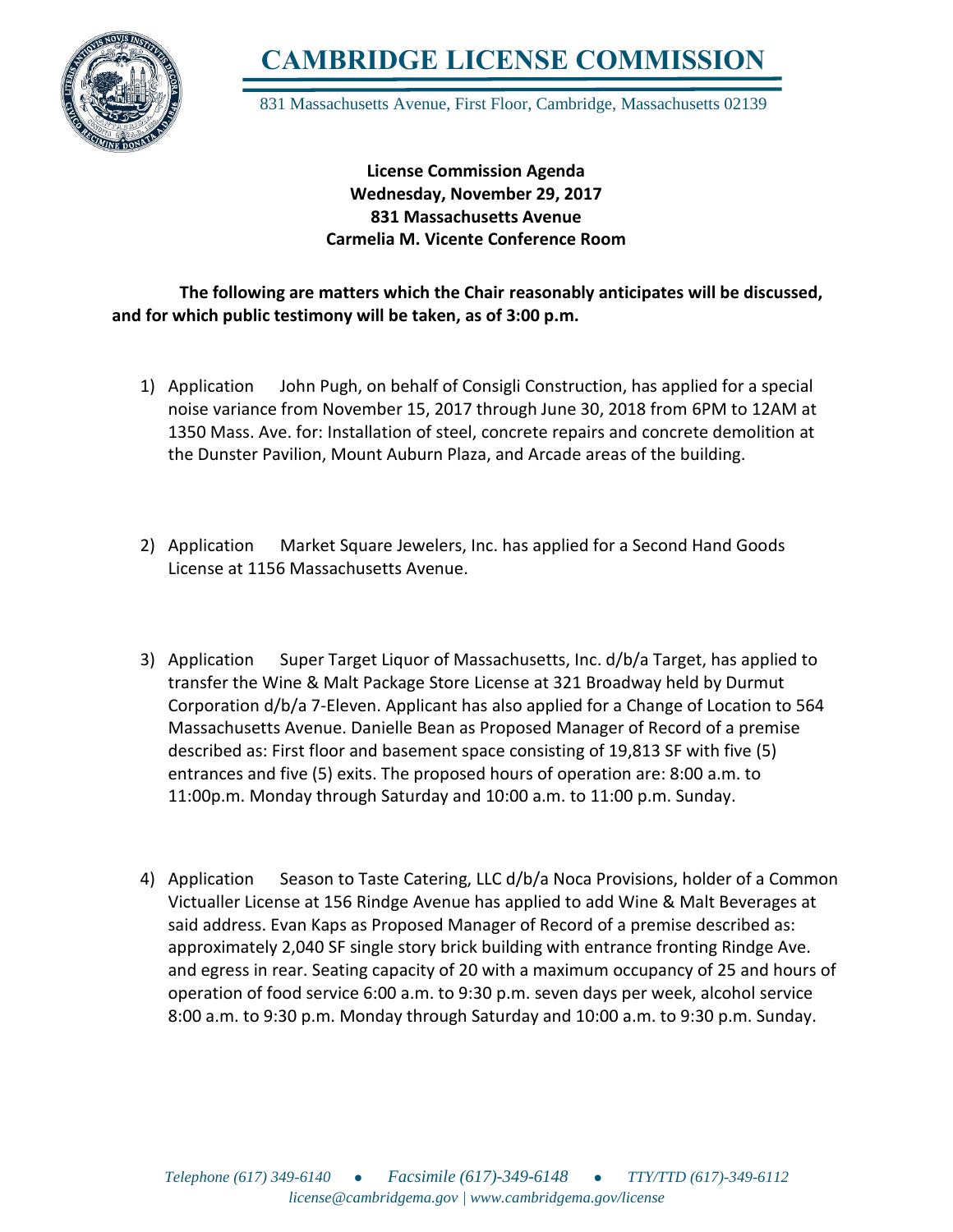# CAMBRIDGE LICENSE COMMISSION

831 Massachusetts Avenue, First Floor, Cambridge, Massachusetts 02139

**License Commission Agenda**
**Wednesday, November 29, 2017**
**831 Massachusetts Avenue**
**Carmelia M. Vicente Conference Room**

**The following are matters which the Chair reasonably anticipates will be discussed, and for which public testimony will be taken, as of 3:00 p.m.**

1) Application John Pugh, on behalf of Consigli Construction, has applied for a special noise variance from November 15, 2017 through June 30, 2018 from 6PM to 12AM at 1350 Mass. Ave. for: Installation of steel, concrete repairs and concrete demolition at the Dunster Pavilion, Mount Auburn Plaza, and Arcade areas of the building.

2) Application Market Square Jewelers, Inc. has applied for a Second Hand Goods License at 1156 Massachusetts Avenue.

3) Application Super Target Liquor of Massachusetts, Inc. d/b/a Target, has applied to transfer the Wine & Malt Package Store License at 321 Broadway held by Durmut Corporation d/b/a 7-Eleven. Applicant has also applied for a Change of Location to 564 Massachusetts Avenue. Danielle Bean as Proposed Manager of Record of a premise described as: First floor and basement space consisting of 19,813 SF with five (5) entrances and five (5) exits. The proposed hours of operation are: 8:00 a.m. to 11:00p.m. Monday through Saturday and 10:00 a.m. to 11:00 p.m. Sunday.

4) Application Season to Taste Catering, LLC d/b/a Noca Provisions, holder of a Common Victualler License at 156 Rindge Avenue has applied to add Wine & Malt Beverages at said address. Evan Kaps as Proposed Manager of Record of a premise described as: approximately 2,040 SF single story brick building with entrance fronting Rindge Ave. and egress in rear. Seating capacity of 20 with a maximum occupancy of 25 and hours of operation of food service 6:00 a.m. to 9:30 p.m. seven days per week, alcohol service 8:00 a.m. to 9:30 p.m. Monday through Saturday and 10:00 a.m. to 9:30 p.m. Sunday.

*Telephone (617) 349-6140 ● Facsimile (617)-349-6148 ● TTY/TTD (617)-349-6112*
*license@cambridgema.gov | www.cambridgema.gov/license*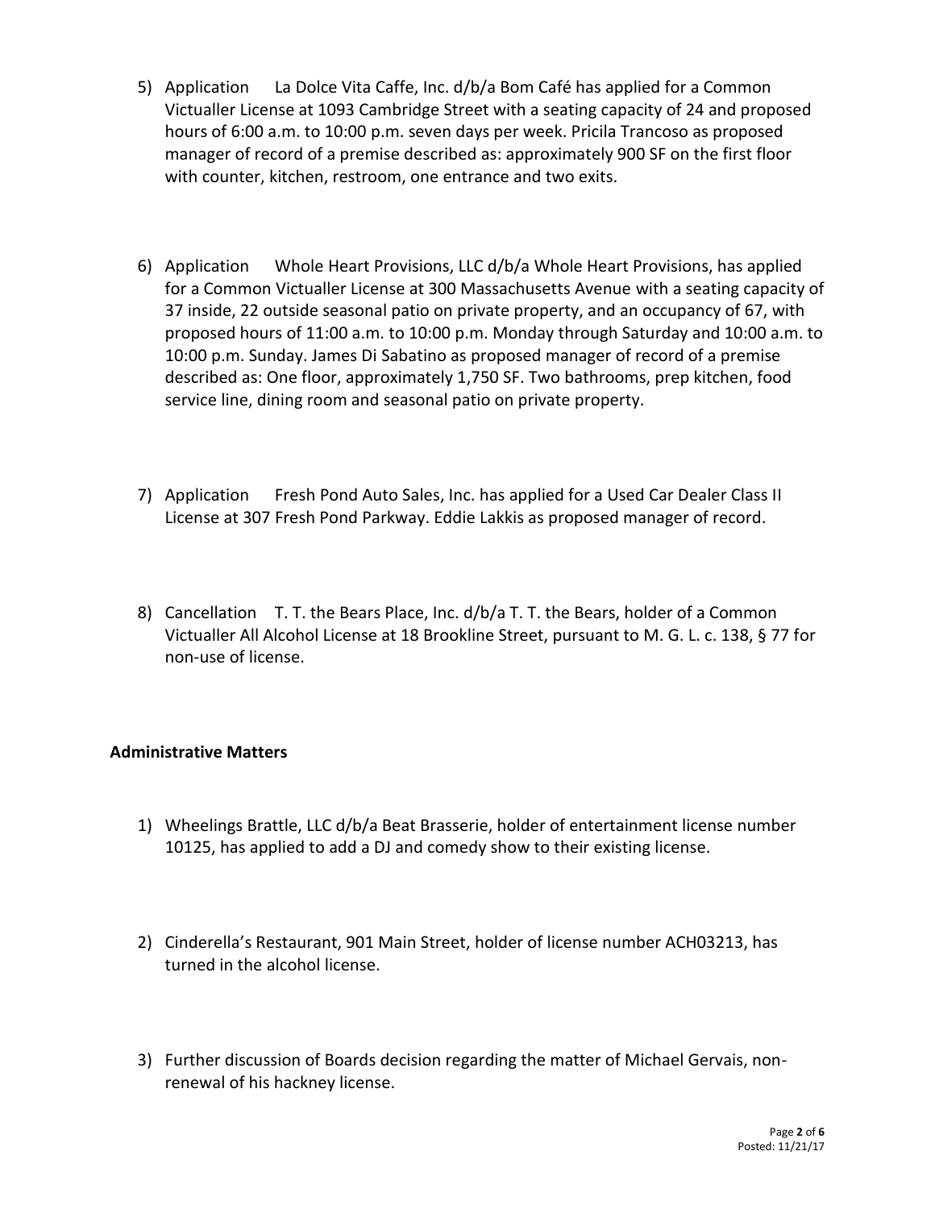5) Application La Dolce Vita Caffe, Inc. d/b/a Bom Café has applied for a Common Victualler License at 1093 Cambridge Street with a seating capacity of 24 and proposed hours of 6:00 a.m. to 10:00 p.m. seven days per week. Pricila Trancoso as proposed manager of record of a premise described as: approximately 900 SF on the first floor with counter, kitchen, restroom, one entrance and two exits.

6) Application Whole Heart Provisions, LLC d/b/a Whole Heart Provisions, has applied for a Common Victualler License at 300 Massachusetts Avenue with a seating capacity of 37 inside, 22 outside seasonal patio on private property, and an occupancy of 67, with proposed hours of 11:00 a.m. to 10:00 p.m. Monday through Saturday and 10:00 a.m. to 10:00 p.m. Sunday. James Di Sabatino as proposed manager of record of a premise described as: One floor, approximately 1,750 SF. Two bathrooms, prep kitchen, food service line, dining room and seasonal patio on private property.

7) Application Fresh Pond Auto Sales, Inc. has applied for a Used Car Dealer Class II License at 307 Fresh Pond Parkway. Eddie Lakkis as proposed manager of record.

8) Cancellation T. T. the Bears Place, Inc. d/b/a T. T. the Bears, holder of a Common Victualler All Alcohol License at 18 Brookline Street, pursuant to M. G. L. c. 138, § 77 for non-use of license.

**Administrative Matters**

1) Wheelings Brattle, LLC d/b/a Beat Brasserie, holder of entertainment license number 10125, has applied to add a DJ and comedy show to their existing license.

2) Cinderella's Restaurant, 901 Main Street, holder of license number ACH03213, has turned in the alcohol license.

3) Further discussion of Boards decision regarding the matter of Michael Gervais, non-renewal of his hackney license.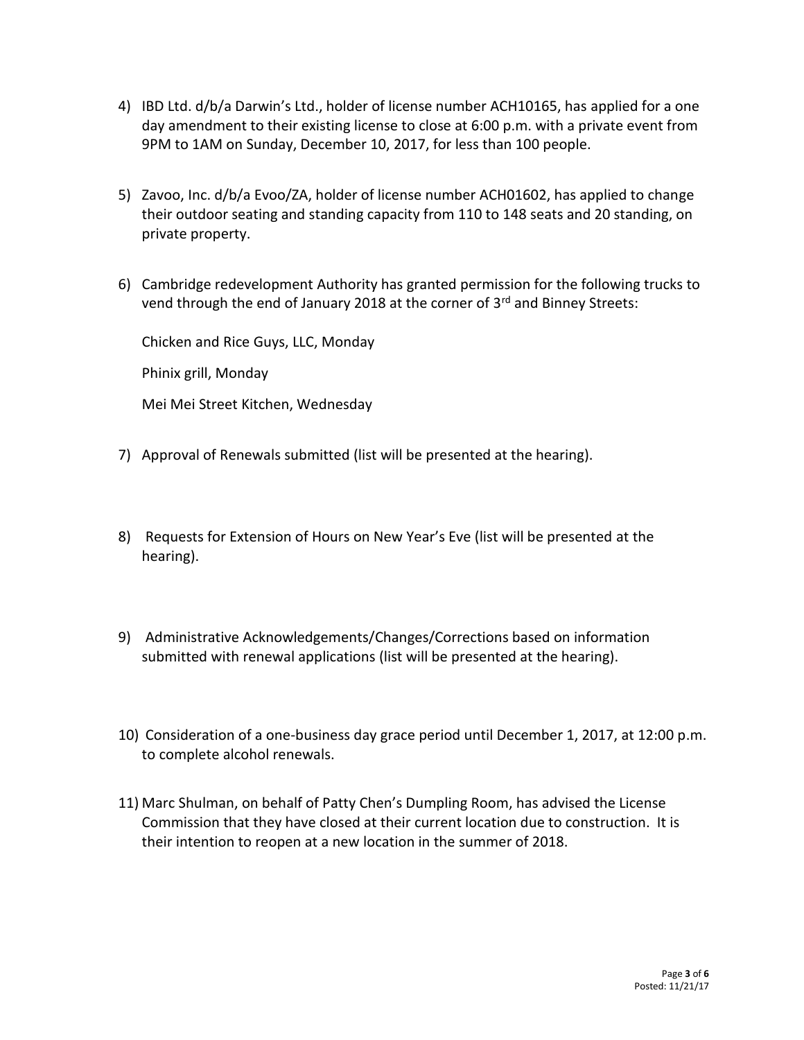4) IBD Ltd. d/b/a Darwin's Ltd., holder of license number ACH10165, has applied for a one day amendment to their existing license to close at 6:00 p.m. with a private event from 9PM to 1AM on Sunday, December 10, 2017, for less than 100 people.

5) Zavoo, Inc. d/b/a Evoo/ZA, holder of license number ACH01602, has applied to change their outdoor seating and standing capacity from 110 to 148 seats and 20 standing, on private property.

6) Cambridge redevelopment Authority has granted permission for the following trucks to vend through the end of January 2018 at the corner of 3rd and Binney Streets:

   Chicken and Rice Guys, LLC, Monday

   Phinix grill, Monday

   Mei Mei Street Kitchen, Wednesday

7) Approval of Renewals submitted (list will be presented at the hearing).

8) Requests for Extension of Hours on New Year's Eve (list will be presented at the hearing).

9) Administrative Acknowledgements/Changes/Corrections based on information submitted with renewal applications (list will be presented at the hearing).

10) Consideration of a one-business day grace period until December 1, 2017, at 12:00 p.m. to complete alcohol renewals.

11) Marc Shulman, on behalf of Patty Chen's Dumpling Room, has advised the License Commission that they have closed at their current location due to construction. It is their intention to reopen at a new location in the summer of 2018.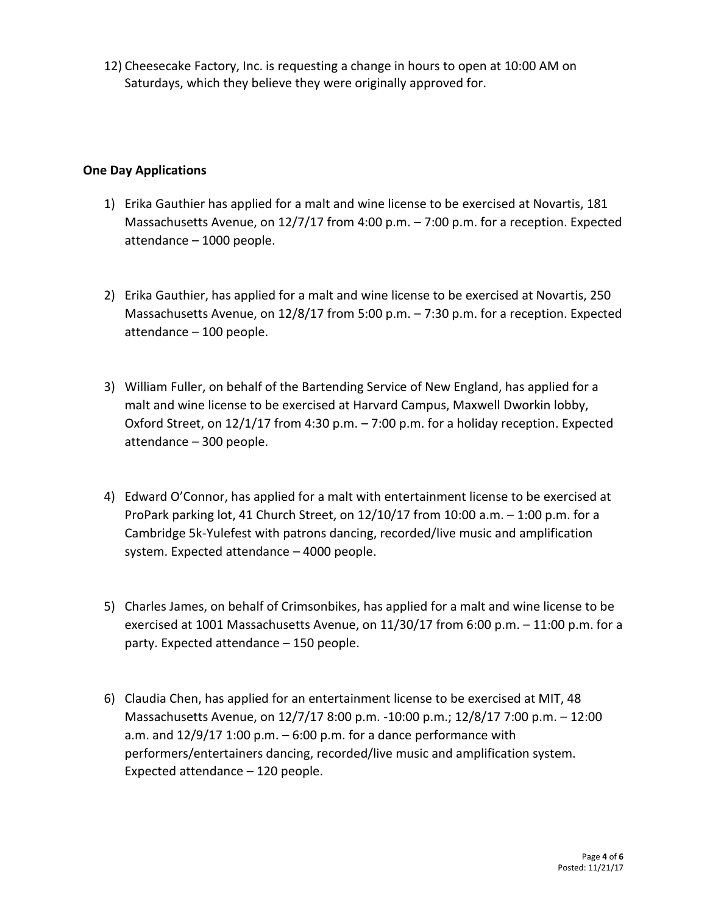12) Cheesecake Factory, Inc. is requesting a change in hours to open at 10:00 AM on Saturdays, which they believe they were originally approved for.

**One Day Applications**

1) Erika Gauthier has applied for a malt and wine license to be exercised at Novartis, 181 Massachusetts Avenue, on 12/7/17 from 4:00 p.m. – 7:00 p.m. for a reception. Expected attendance – 1000 people.

2) Erika Gauthier, has applied for a malt and wine license to be exercised at Novartis, 250 Massachusetts Avenue, on 12/8/17 from 5:00 p.m. – 7:30 p.m. for a reception. Expected attendance – 100 people.

3) William Fuller, on behalf of the Bartending Service of New England, has applied for a malt and wine license to be exercised at Harvard Campus, Maxwell Dworkin lobby, Oxford Street, on 12/1/17 from 4:30 p.m. – 7:00 p.m. for a holiday reception. Expected attendance – 300 people.

4) Edward O'Connor, has applied for a malt with entertainment license to be exercised at ProPark parking lot, 41 Church Street, on 12/10/17 from 10:00 a.m. – 1:00 p.m. for a Cambridge 5k-Yulefest with patrons dancing, recorded/live music and amplification system. Expected attendance – 4000 people.

5) Charles James, on behalf of Crimsonbikes, has applied for a malt and wine license to be exercised at 1001 Massachusetts Avenue, on 11/30/17 from 6:00 p.m. – 11:00 p.m. for a party. Expected attendance – 150 people.

6) Claudia Chen, has applied for an entertainment license to be exercised at MIT, 48 Massachusetts Avenue, on 12/7/17 8:00 p.m. -10:00 p.m.; 12/8/17 7:00 p.m. – 12:00 a.m. and 12/9/17 1:00 p.m. – 6:00 p.m. for a dance performance with performers/entertainers dancing, recorded/live music and amplification system. Expected attendance – 120 people.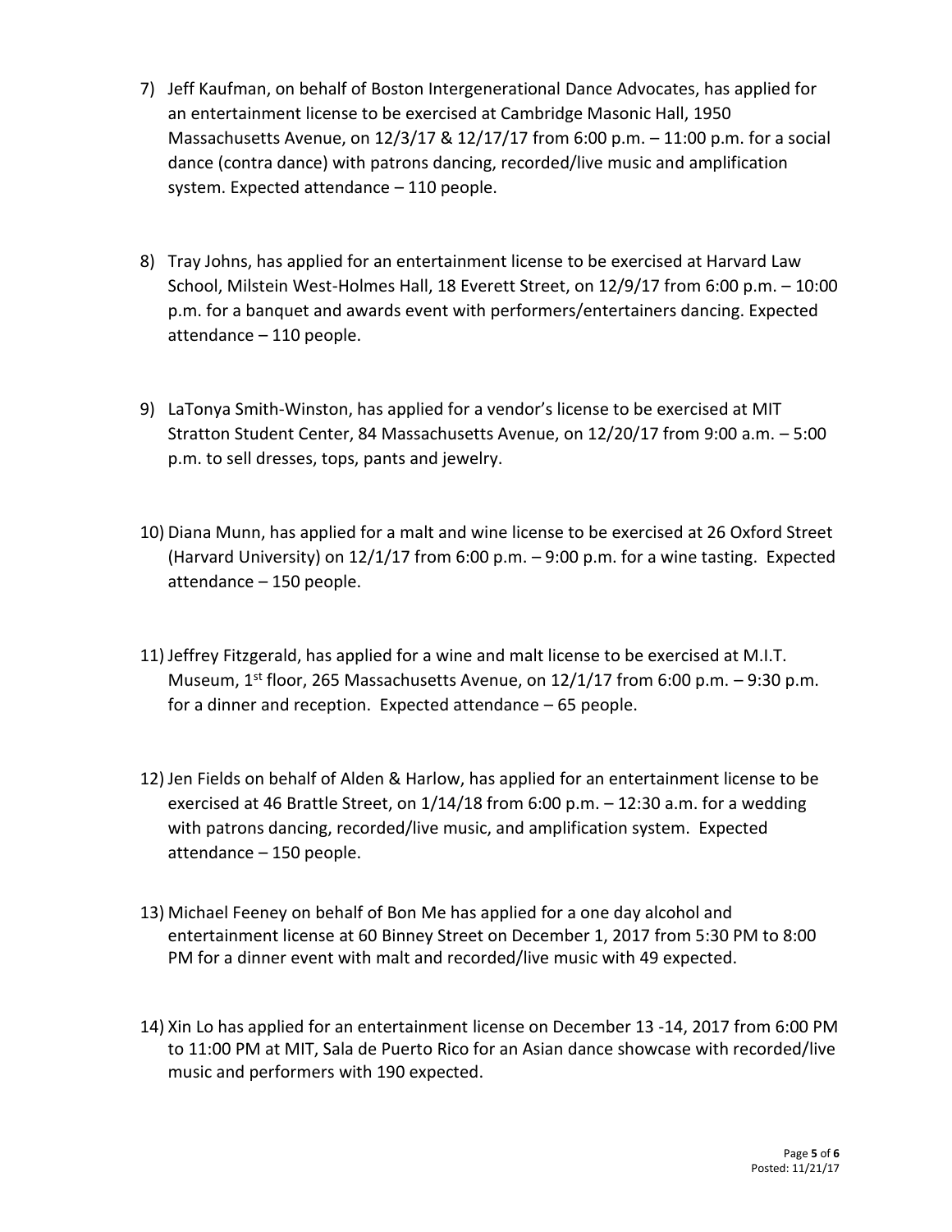7) Jeff Kaufman, on behalf of Boston Intergenerational Dance Advocates, has applied for an entertainment license to be exercised at Cambridge Masonic Hall, 1950 Massachusetts Avenue, on 12/3/17 & 12/17/17 from 6:00 p.m. – 11:00 p.m. for a social dance (contra dance) with patrons dancing, recorded/live music and amplification system. Expected attendance – 110 people.

8) Tray Johns, has applied for an entertainment license to be exercised at Harvard Law School, Milstein West-Holmes Hall, 18 Everett Street, on 12/9/17 from 6:00 p.m. – 10:00 p.m. for a banquet and awards event with performers/entertainers dancing. Expected attendance – 110 people.

9) LaTonya Smith-Winston, has applied for a vendor's license to be exercised at MIT Stratton Student Center, 84 Massachusetts Avenue, on 12/20/17 from 9:00 a.m. – 5:00 p.m. to sell dresses, tops, pants and jewelry.

10) Diana Munn, has applied for a malt and wine license to be exercised at 26 Oxford Street (Harvard University) on 12/1/17 from 6:00 p.m. – 9:00 p.m. for a wine tasting. Expected attendance – 150 people.

11) Jeffrey Fitzgerald, has applied for a wine and malt license to be exercised at M.I.T. Museum, 1st floor, 265 Massachusetts Avenue, on 12/1/17 from 6:00 p.m. – 9:30 p.m. for a dinner and reception. Expected attendance – 65 people.

12) Jen Fields on behalf of Alden & Harlow, has applied for an entertainment license to be exercised at 46 Brattle Street, on 1/14/18 from 6:00 p.m. – 12:30 a.m. for a wedding with patrons dancing, recorded/live music, and amplification system. Expected attendance – 150 people.

13) Michael Feeney on behalf of Bon Me has applied for a one day alcohol and entertainment license at 60 Binney Street on December 1, 2017 from 5:30 PM to 8:00 PM for a dinner event with malt and recorded/live music with 49 expected.

14) Xin Lo has applied for an entertainment license on December 13 -14, 2017 from 6:00 PM to 11:00 PM at MIT, Sala de Puerto Rico for an Asian dance showcase with recorded/live music and performers with 190 expected.

Posted: 11/21/17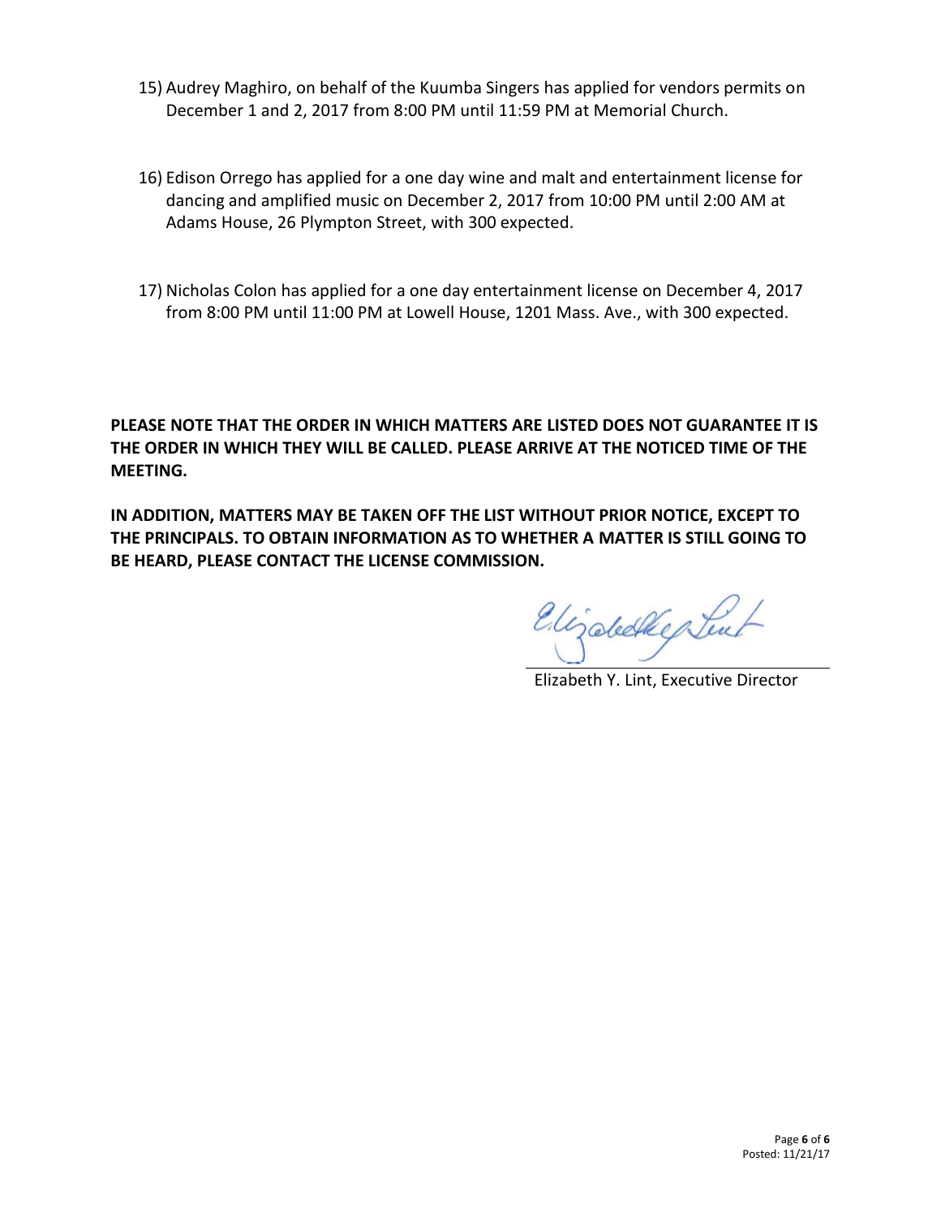15) Audrey Maghiro, on behalf of the Kuumba Singers has applied for vendors permits on December 1 and 2, 2017 from 8:00 PM until 11:59 PM at Memorial Church.

16) Edison Orrego has applied for a one day wine and malt and entertainment license for dancing and amplified music on December 2, 2017 from 10:00 PM until 2:00 AM at Adams House, 26 Plympton Street, with 300 expected.

17) Nicholas Colon has applied for a one day entertainment license on December 4, 2017 from 8:00 PM until 11:00 PM at Lowell House, 1201 Mass. Ave., with 300 expected.

**PLEASE NOTE THAT THE ORDER IN WHICH MATTERS ARE LISTED DOES NOT GUARANTEE IT IS THE ORDER IN WHICH THEY WILL BE CALLED. PLEASE ARRIVE AT THE NOTICED TIME OF THE MEETING.**

**IN ADDITION, MATTERS MAY BE TAKEN OFF THE LIST WITHOUT PRIOR NOTICE, EXCEPT TO THE PRINCIPALS. TO OBTAIN INFORMATION AS TO WHETHER A MATTER IS STILL GOING TO BE HEARD, PLEASE CONTACT THE LICENSE COMMISSION.**

Elizabeth Y. Lint, Executive Director

Posted: 11/21/17